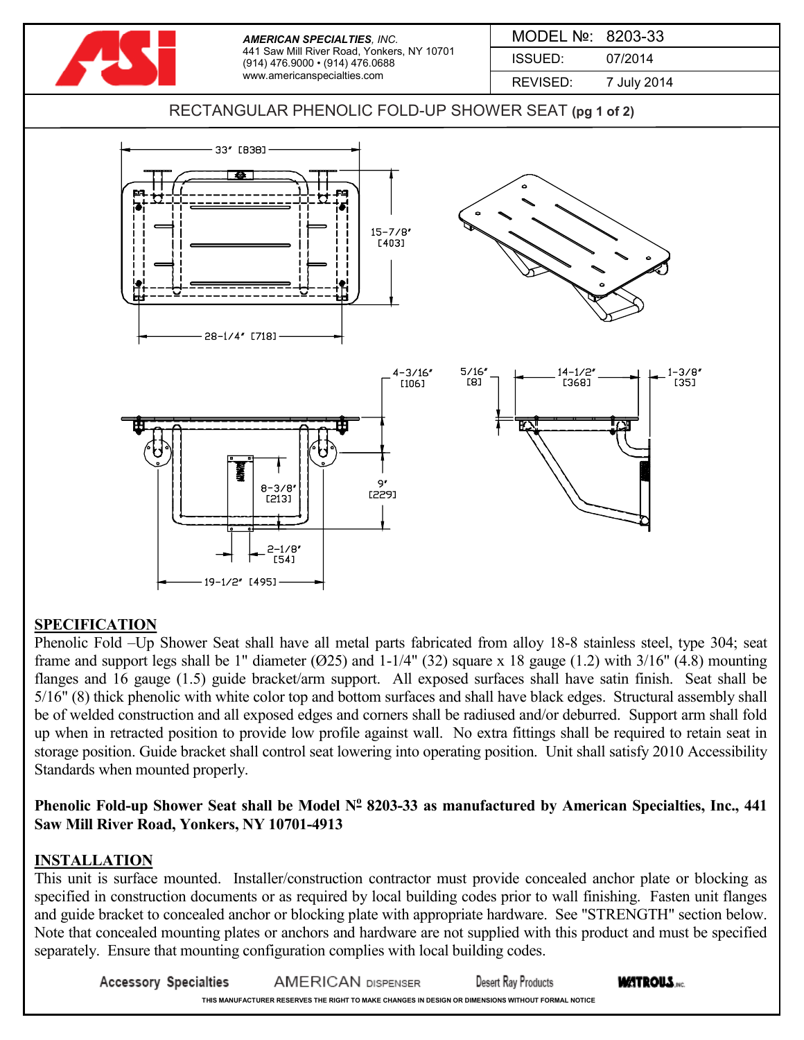**AMERICAN SPECIALTIES**, *INC.*
441 Saw Mill River Road, Yonkers, NY 10701
(914) 476.9000 • (914) 476.0688
www.americanspecialties.com

| MODEL №: | 8203-33 |
|---|---|
| ISSUED: | 07/2014 |
| REVISED: | 7 July 2014 |

# RECTANGULAR PHENOLIC FOLD-UP SHOWER SEAT **(pg 1 of 2)**

33" [838]
15-7/8" [403]
28-1/4" [718]
4-3/16" [106]
5/16" [8]
14-1/2" [368]
1-3/8" [35]
8-3/8" [213]
9" [229]
2-1/8" [54]
19-1/2" [495]

## SPECIFICATION

Phenolic Fold –Up Shower Seat shall have all metal parts fabricated from alloy 18-8 stainless steel, type 304; seat frame and support legs shall be 1" diameter (Ø25) and 1-1/4" (32) square x 18 gauge (1.2) with 3/16" (4.8) mounting flanges and 16 gauge (1.5) guide bracket/arm support. All exposed surfaces shall have satin finish. Seat shall be 5/16" (8) thick phenolic with white color top and bottom surfaces and shall have black edges. Structural assembly shall be of welded construction and all exposed edges and corners shall be radiused and/or deburred. Support arm shall fold up when in retracted position to provide low profile against wall. No extra fittings shall be required to retain seat in storage position. Guide bracket shall control seat lowering into operating position. Unit shall satisfy 2010 Accessibility Standards when mounted properly.

**Phenolic Fold-up Shower Seat shall be Model Nº 8203-33 as manufactured by American Specialties, Inc., 441 Saw Mill River Road, Yonkers, NY 10701-4913**

## INSTALLATION

This unit is surface mounted. Installer/construction contractor must provide concealed anchor plate or blocking as specified in construction documents or as required by local building codes prior to wall finishing. Fasten unit flanges and guide bracket to concealed anchor or blocking plate with appropriate hardware. See "STRENGTH" section below. Note that concealed mounting plates or anchors and hardware are not supplied with this product and must be specified separately. Ensure that mounting configuration complies with local building codes.

Accessory Specialties AMERICAN DISPENSER Desert Ray Products WATROUS INC.

THIS MANUFACTURER RESERVES THE RIGHT TO MAKE CHANGES IN DESIGN OR DIMENSIONS WITHOUT FORMAL NOTICE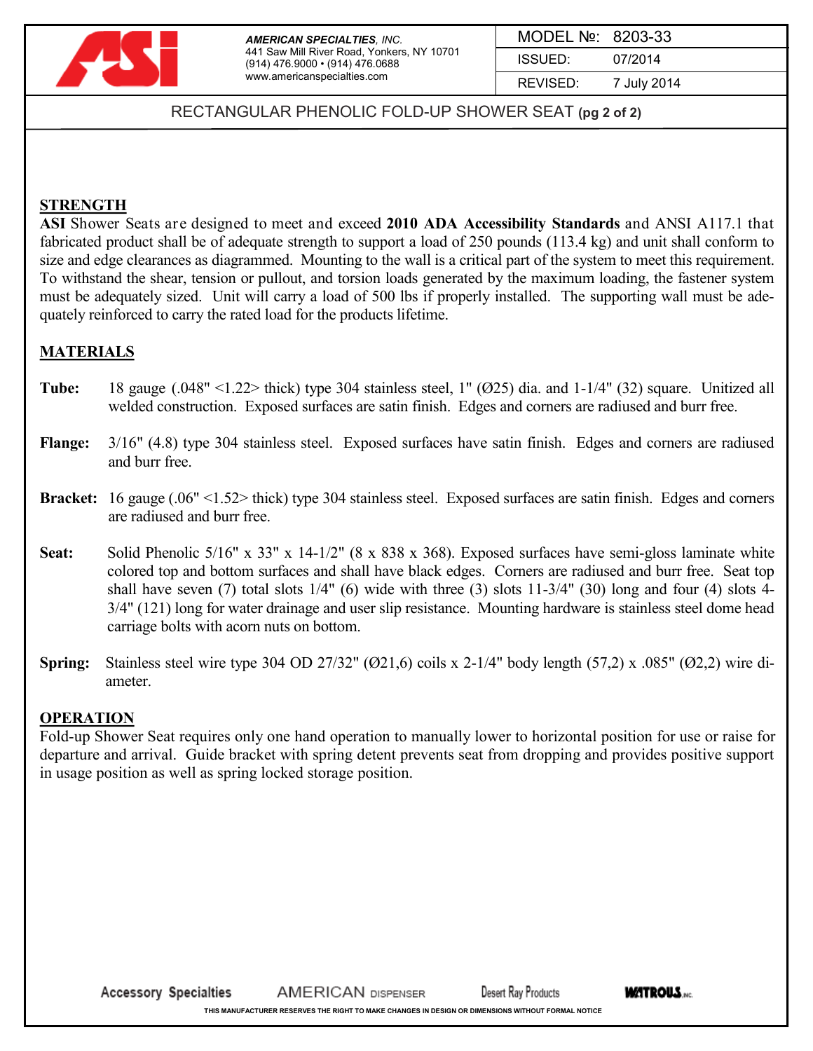**AMERICAN SPECIALTIES**, *INC.*
441 Saw Mill River Road, Yonkers, NY 10701
(914) 476.9000 • (914) 476.0688
www.americanspecialties.com

| | |
|---|---|
| MODEL №: | 8203-33 |
| ISSUED: | 07/2014 |
| REVISED: | 7 July 2014 |

RECTANGULAR PHENOLIC FOLD-UP SHOWER SEAT **(pg 2 of 2)**

## STRENGTH

**ASI** Shower Seats are designed to meet and exceed **2010 ADA Accessibility Standards** and ANSI A117.1 that fabricated product shall be of adequate strength to support a load of 250 pounds (113.4 kg) and unit shall conform to size and edge clearances as diagrammed. Mounting to the wall is a critical part of the system to meet this requirement. To withstand the shear, tension or pullout, and torsion loads generated by the maximum loading, the fastener system must be adequately sized. Unit will carry a load of 500 lbs if properly installed. The supporting wall must be adequately reinforced to carry the rated load for the products lifetime.

## MATERIALS

**Tube:** 18 gauge (.048" <1.22> thick) type 304 stainless steel, 1" (Ø25) dia. and 1-1/4" (32) square. Unitized all welded construction. Exposed surfaces are satin finish. Edges and corners are radiused and burr free.

**Flange:** 3/16" (4.8) type 304 stainless steel. Exposed surfaces have satin finish. Edges and corners are radiused and burr free.

**Bracket:** 16 gauge (.06" <1.52> thick) type 304 stainless steel. Exposed surfaces are satin finish. Edges and corners are radiused and burr free.

**Seat:** Solid Phenolic 5/16" x 33" x 14-1/2" (8 x 838 x 368). Exposed surfaces have semi-gloss laminate white colored top and bottom surfaces and shall have black edges. Corners are radiused and burr free. Seat top shall have seven (7) total slots 1/4" (6) wide with three (3) slots 11-3/4" (30) long and four (4) slots 4-3/4" (121) long for water drainage and user slip resistance. Mounting hardware is stainless steel dome head carriage bolts with acorn nuts on bottom.

**Spring:** Stainless steel wire type 304 OD 27/32" (Ø21,6) coils x 2-1/4" body length (57,2) x .085" (Ø2,2) wire diameter.

## OPERATION

Fold-up Shower Seat requires only one hand operation to manually lower to horizontal position for use or raise for departure and arrival. Guide bracket with spring detent prevents seat from dropping and provides positive support in usage position as well as spring locked storage position.

Accessory Specialties   AMERICAN DISPENSER   Desert Ray Products   WATROUS INC.

THIS MANUFACTURER RESERVES THE RIGHT TO MAKE CHANGES IN DESIGN OR DIMENSIONS WITHOUT FORMAL NOTICE